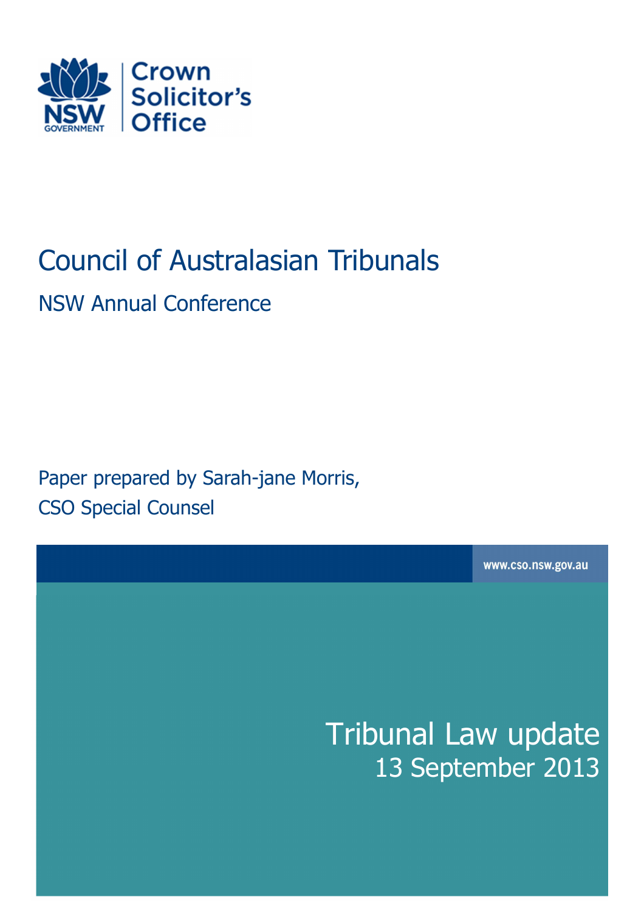Crown Solicitor's Office

NSW GOVERNMENT

# Council of Australasian Tribunals

## NSW Annual Conference

Paper prepared by Sarah-jane Morris,
CSO Special Counsel

www.cso.nsw.gov.au

# Tribunal Law update

13 September 2013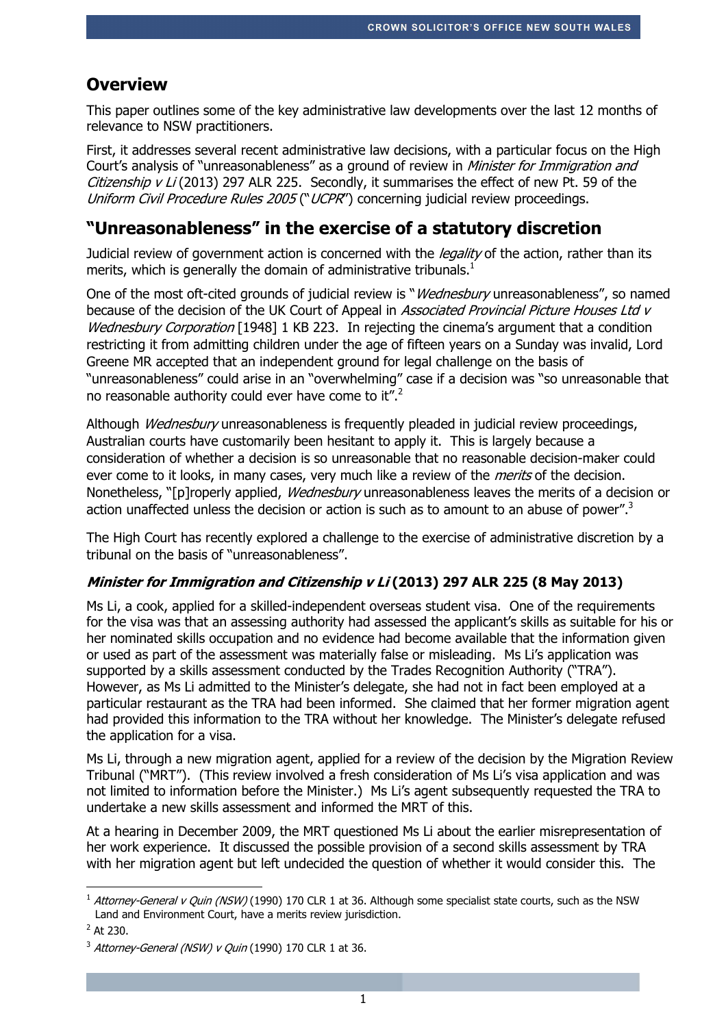## Overview

This paper outlines some of the key administrative law developments over the last 12 months of relevance to NSW practitioners.

First, it addresses several recent administrative law decisions, with a particular focus on the High Court's analysis of "unreasonableness" as a ground of review in *Minister for Immigration and Citizenship v Li* (2013) 297 ALR 225. Secondly, it summarises the effect of new Pt. 59 of the *Uniform Civil Procedure Rules 2005* ("*UCPR*") concerning judicial review proceedings.

## "Unreasonableness" in the exercise of a statutory discretion

Judicial review of government action is concerned with the *legality* of the action, rather than its merits, which is generally the domain of administrative tribunals.[1]

One of the most oft-cited grounds of judicial review is "*Wednesbury* unreasonableness", so named because of the decision of the UK Court of Appeal in *Associated Provincial Picture Houses Ltd v Wednesbury Corporation* [1948] 1 KB 223. In rejecting the cinema's argument that a condition restricting it from admitting children under the age of fifteen years on a Sunday was invalid, Lord Greene MR accepted that an independent ground for legal challenge on the basis of "unreasonableness" could arise in an "overwhelming" case if a decision was "so unreasonable that no reasonable authority could ever have come to it".[2]

Although *Wednesbury* unreasonableness is frequently pleaded in judicial review proceedings, Australian courts have customarily been hesitant to apply it. This is largely because a consideration of whether a decision is so unreasonable that no reasonable decision-maker could ever come to it looks, in many cases, very much like a review of the *merits* of the decision. Nonetheless, "[p]roperly applied, *Wednesbury* unreasonableness leaves the merits of a decision or action unaffected unless the decision or action is such as to amount to an abuse of power".[3]

The High Court has recently explored a challenge to the exercise of administrative discretion by a tribunal on the basis of "unreasonableness".

### *Minister for Immigration and Citizenship v Li* (2013) 297 ALR 225 (8 May 2013)

Ms Li, a cook, applied for a skilled-independent overseas student visa. One of the requirements for the visa was that an assessing authority had assessed the applicant's skills as suitable for his or her nominated skills occupation and no evidence had become available that the information given or used as part of the assessment was materially false or misleading. Ms Li's application was supported by a skills assessment conducted by the Trades Recognition Authority ("TRA"). However, as Ms Li admitted to the Minister's delegate, she had not in fact been employed at a particular restaurant as the TRA had been informed. She claimed that her former migration agent had provided this information to the TRA without her knowledge. The Minister's delegate refused the application for a visa.

Ms Li, through a new migration agent, applied for a review of the decision by the Migration Review Tribunal ("MRT"). (This review involved a fresh consideration of Ms Li's visa application and was not limited to information before the Minister.) Ms Li's agent subsequently requested the TRA to undertake a new skills assessment and informed the MRT of this.

At a hearing in December 2009, the MRT questioned Ms Li about the earlier misrepresentation of her work experience. It discussed the possible provision of a second skills assessment by TRA with her migration agent but left undecided the question of whether it would consider this. The

---

[1] *Attorney-General v Quin (NSW)* (1990) 170 CLR 1 at 36. Although some specialist state courts, such as the NSW Land and Environment Court, have a merits review jurisdiction.

[2] At 230.

[3] *Attorney-General (NSW) v Quin* (1990) 170 CLR 1 at 36.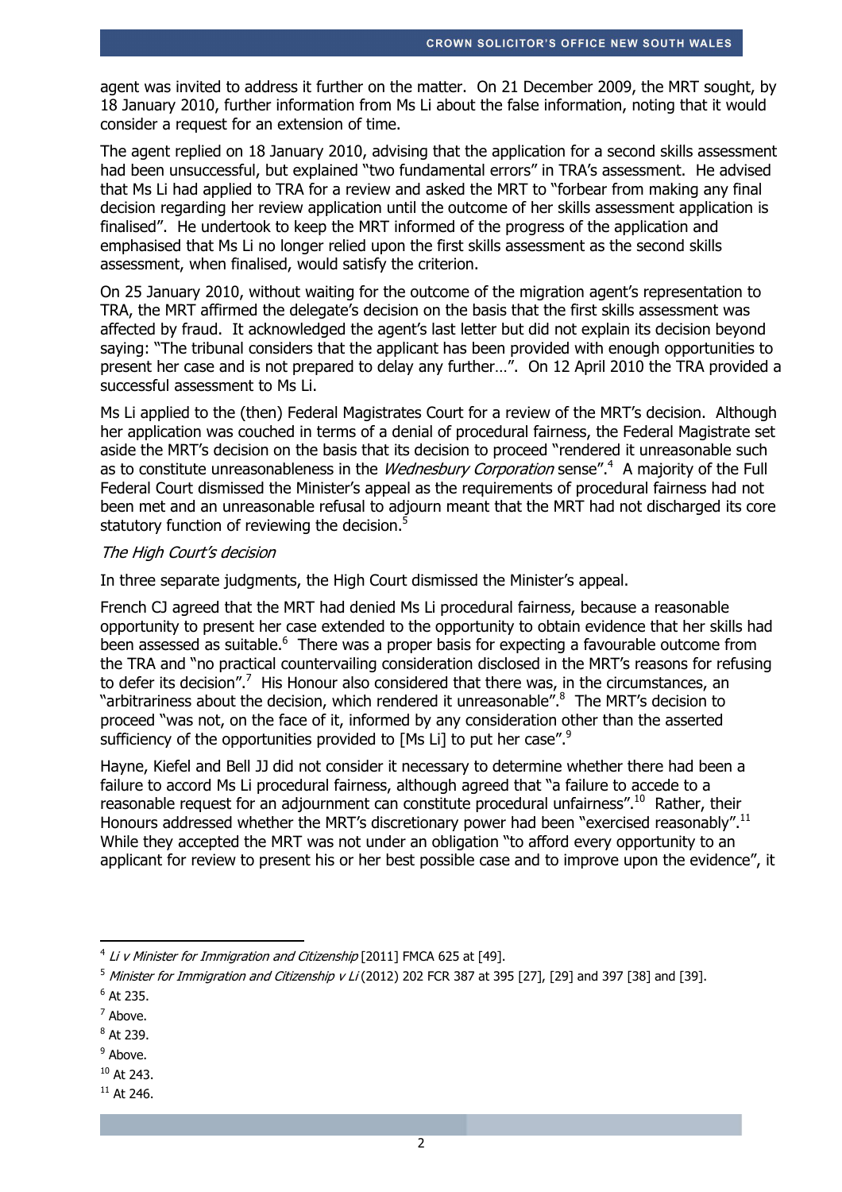agent was invited to address it further on the matter. On 21 December 2009, the MRT sought, by 18 January 2010, further information from Ms Li about the false information, noting that it would consider a request for an extension of time.

The agent replied on 18 January 2010, advising that the application for a second skills assessment had been unsuccessful, but explained "two fundamental errors" in TRA's assessment. He advised that Ms Li had applied to TRA for a review and asked the MRT to "forbear from making any final decision regarding her review application until the outcome of her skills assessment application is finalised". He undertook to keep the MRT informed of the progress of the application and emphasised that Ms Li no longer relied upon the first skills assessment as the second skills assessment, when finalised, would satisfy the criterion.

On 25 January 2010, without waiting for the outcome of the migration agent's representation to TRA, the MRT affirmed the delegate's decision on the basis that the first skills assessment was affected by fraud. It acknowledged the agent's last letter but did not explain its decision beyond saying: "The tribunal considers that the applicant has been provided with enough opportunities to present her case and is not prepared to delay any further…". On 12 April 2010 the TRA provided a successful assessment to Ms Li.

Ms Li applied to the (then) Federal Magistrates Court for a review of the MRT's decision. Although her application was couched in terms of a denial of procedural fairness, the Federal Magistrate set aside the MRT's decision on the basis that its decision to proceed "rendered it unreasonable such as to constitute unreasonableness in the *Wednesbury Corporation* sense".[4] A majority of the Full Federal Court dismissed the Minister's appeal as the requirements of procedural fairness had not been met and an unreasonable refusal to adjourn meant that the MRT had not discharged its core statutory function of reviewing the decision.[5]

*The High Court's decision*

In three separate judgments, the High Court dismissed the Minister's appeal.

French CJ agreed that the MRT had denied Ms Li procedural fairness, because a reasonable opportunity to present her case extended to the opportunity to obtain evidence that her skills had been assessed as suitable.[6] There was a proper basis for expecting a favourable outcome from the TRA and "no practical countervailing consideration disclosed in the MRT's reasons for refusing to defer its decision".[7] His Honour also considered that there was, in the circumstances, an "arbitrariness about the decision, which rendered it unreasonable".[8] The MRT's decision to proceed "was not, on the face of it, informed by any consideration other than the asserted sufficiency of the opportunities provided to [Ms Li] to put her case".[9]

Hayne, Kiefel and Bell JJ did not consider it necessary to determine whether there had been a failure to accord Ms Li procedural fairness, although agreed that "a failure to accede to a reasonable request for an adjournment can constitute procedural unfairness".[10] Rather, their Honours addressed whether the MRT's discretionary power had been "exercised reasonably".[11] While they accepted the MRT was not under an obligation "to afford every opportunity to an applicant for review to present his or her best possible case and to improve upon the evidence", it

---

[4] *Li v Minister for Immigration and Citizenship* [2011] FMCA 625 at [49].

[5] *Minister for Immigration and Citizenship v Li* (2012) 202 FCR 387 at 395 [27], [29] and 397 [38] and [39].

[6] At 235.

[7] Above.

[8] At 239.

[9] Above.

[10] At 243.

[11] At 246.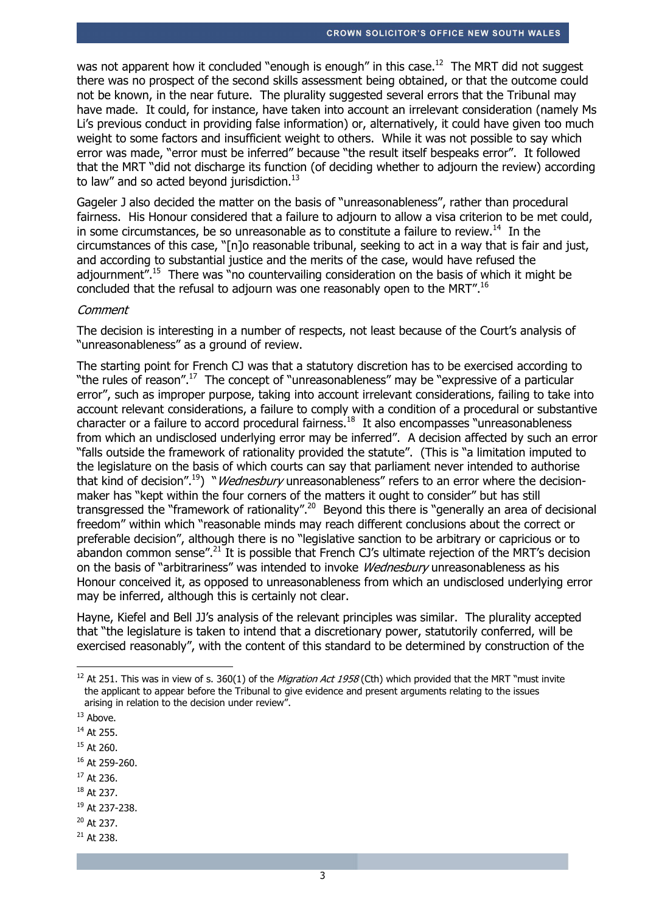was not apparent how it concluded "enough is enough" in this case.[12] The MRT did not suggest there was no prospect of the second skills assessment being obtained, or that the outcome could not be known, in the near future. The plurality suggested several errors that the Tribunal may have made. It could, for instance, have taken into account an irrelevant consideration (namely Ms Li's previous conduct in providing false information) or, alternatively, it could have given too much weight to some factors and insufficient weight to others. While it was not possible to say which error was made, "error must be inferred" because "the result itself bespeaks error". It followed that the MRT "did not discharge its function (of deciding whether to adjourn the review) according to law" and so acted beyond jurisdiction.[13]

Gageler J also decided the matter on the basis of "unreasonableness", rather than procedural fairness. His Honour considered that a failure to adjourn to allow a visa criterion to be met could, in some circumstances, be so unreasonable as to constitute a failure to review.[14] In the circumstances of this case, "[n]o reasonable tribunal, seeking to act in a way that is fair and just, and according to substantial justice and the merits of the case, would have refused the adjournment".[15] There was "no countervailing consideration on the basis of which it might be concluded that the refusal to adjourn was one reasonably open to the MRT".[16]

*Comment*

The decision is interesting in a number of respects, not least because of the Court's analysis of "unreasonableness" as a ground of review.

The starting point for French CJ was that a statutory discretion has to be exercised according to "the rules of reason".[17] The concept of "unreasonableness" may be "expressive of a particular error", such as improper purpose, taking into account irrelevant considerations, failing to take into account relevant considerations, a failure to comply with a condition of a procedural or substantive character or a failure to accord procedural fairness.[18] It also encompasses "unreasonableness from which an undisclosed underlying error may be inferred". A decision affected by such an error "falls outside the framework of rationality provided the statute". (This is "a limitation imputed to the legislature on the basis of which courts can say that parliament never intended to authorise that kind of decision".[19]) "*Wednesbury* unreasonableness" refers to an error where the decision-maker has "kept within the four corners of the matters it ought to consider" but has still transgressed the "framework of rationality".[20] Beyond this there is "generally an area of decisional freedom" within which "reasonable minds may reach different conclusions about the correct or preferable decision", although there is no "legislative sanction to be arbitrary or capricious or to abandon common sense".[21] It is possible that French CJ's ultimate rejection of the MRT's decision on the basis of "arbitrariness" was intended to invoke *Wednesbury* unreasonableness as his Honour conceived it, as opposed to unreasonableness from which an undisclosed underlying error may be inferred, although this is certainly not clear.

Hayne, Kiefel and Bell JJ's analysis of the relevant principles was similar. The plurality accepted that "the legislature is taken to intend that a discretionary power, statutorily conferred, will be exercised reasonably", with the content of this standard to be determined by construction of the

---

[12] At 251. This was in view of s. 360(1) of the *Migration Act 1958* (Cth) which provided that the MRT "must invite the applicant to appear before the Tribunal to give evidence and present arguments relating to the issues arising in relation to the decision under review".

[13] Above.

[14] At 255.

[15] At 260.

[16] At 259-260.

[17] At 236.

[18] At 237.

[19] At 237-238.

[20] At 237.

[21] At 238.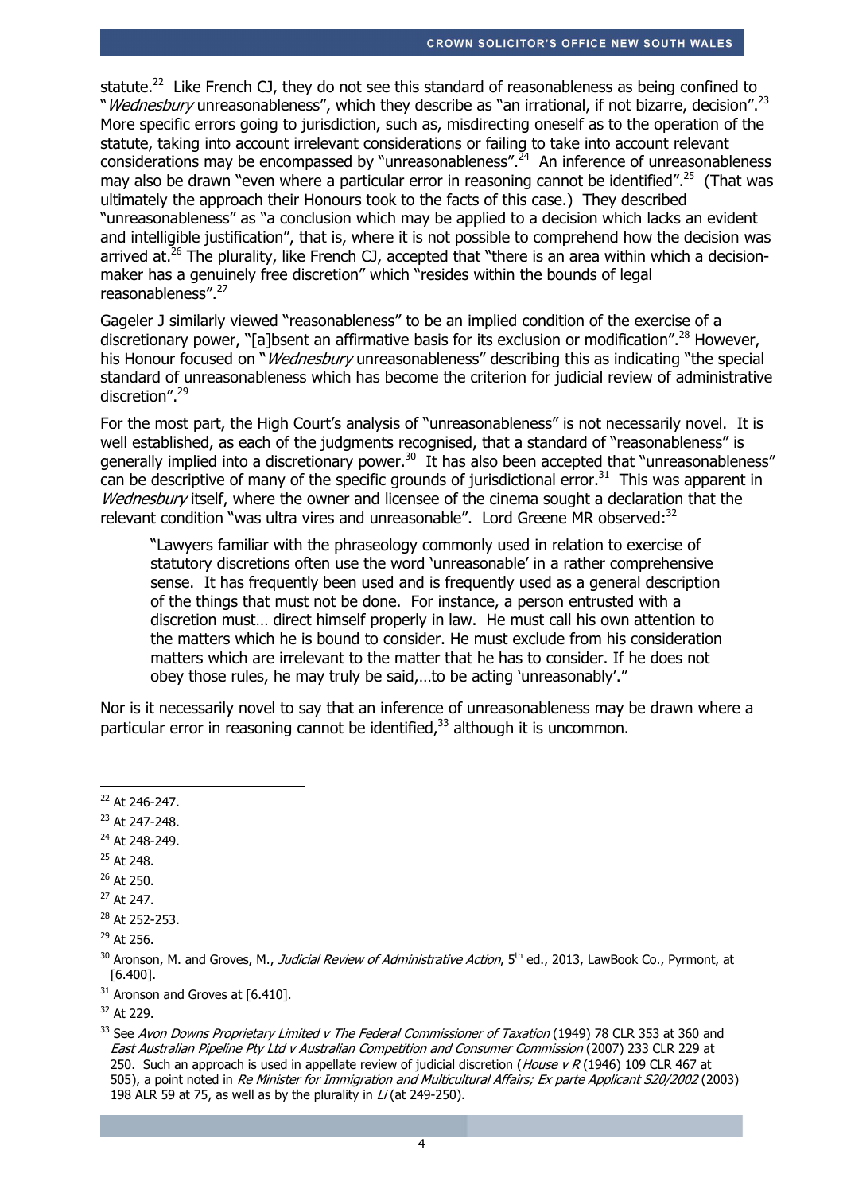statute.[22] Like French CJ, they do not see this standard of reasonableness as being confined to "*Wednesbury* unreasonableness", which they describe as "an irrational, if not bizarre, decision".[23] More specific errors going to jurisdiction, such as, misdirecting oneself as to the operation of the statute, taking into account irrelevant considerations or failing to take into account relevant considerations may be encompassed by "unreasonableness".[24] An inference of unreasonableness may also be drawn "even where a particular error in reasoning cannot be identified".[25] (That was ultimately the approach their Honours took to the facts of this case.) They described "unreasonableness" as "a conclusion which may be applied to a decision which lacks an evident and intelligible justification", that is, where it is not possible to comprehend how the decision was arrived at.[26] The plurality, like French CJ, accepted that "there is an area within which a decision-maker has a genuinely free discretion" which "resides within the bounds of legal reasonableness".[27]

Gageler J similarly viewed "reasonableness" to be an implied condition of the exercise of a discretionary power, "[a]bsent an affirmative basis for its exclusion or modification".[28] However, his Honour focused on "*Wednesbury* unreasonableness" describing this as indicating "the special standard of unreasonableness which has become the criterion for judicial review of administrative discretion".[29]

For the most part, the High Court's analysis of "unreasonableness" is not necessarily novel. It is well established, as each of the judgments recognised, that a standard of "reasonableness" is generally implied into a discretionary power.[30] It has also been accepted that "unreasonableness" can be descriptive of many of the specific grounds of jurisdictional error.[31] This was apparent in *Wednesbury* itself, where the owner and licensee of the cinema sought a declaration that the relevant condition "was ultra vires and unreasonable". Lord Greene MR observed:[32]

> "Lawyers familiar with the phraseology commonly used in relation to exercise of statutory discretions often use the word 'unreasonable' in a rather comprehensive sense. It has frequently been used and is frequently used as a general description of the things that must not be done. For instance, a person entrusted with a discretion must… direct himself properly in law. He must call his own attention to the matters which he is bound to consider. He must exclude from his consideration matters which are irrelevant to the matter that he has to consider. If he does not obey those rules, he may truly be said,…to be acting 'unreasonably'."

Nor is it necessarily novel to say that an inference of unreasonableness may be drawn where a particular error in reasoning cannot be identified,[33] although it is uncommon.

---

[22] At 246-247.

[23] At 247-248.

[24] At 248-249.

[25] At 248.

[26] At 250.

[27] At 247.

[28] At 252-253.

[29] At 256.

[30] Aronson, M. and Groves, M., *Judicial Review of Administrative Action*, 5th ed., 2013, LawBook Co., Pyrmont, at [6.400].

[31] Aronson and Groves at [6.410].

[32] At 229.

[33] See *Avon Downs Proprietary Limited v The Federal Commissioner of Taxation* (1949) 78 CLR 353 at 360 and *East Australian Pipeline Pty Ltd v Australian Competition and Consumer Commission* (2007) 233 CLR 229 at 250. Such an approach is used in appellate review of judicial discretion (*House v R* (1946) 109 CLR 467 at 505), a point noted in *Re Minister for Immigration and Multicultural Affairs; Ex parte Applicant S20/2002* (2003) 198 ALR 59 at 75, as well as by the plurality in *Li* (at 249-250).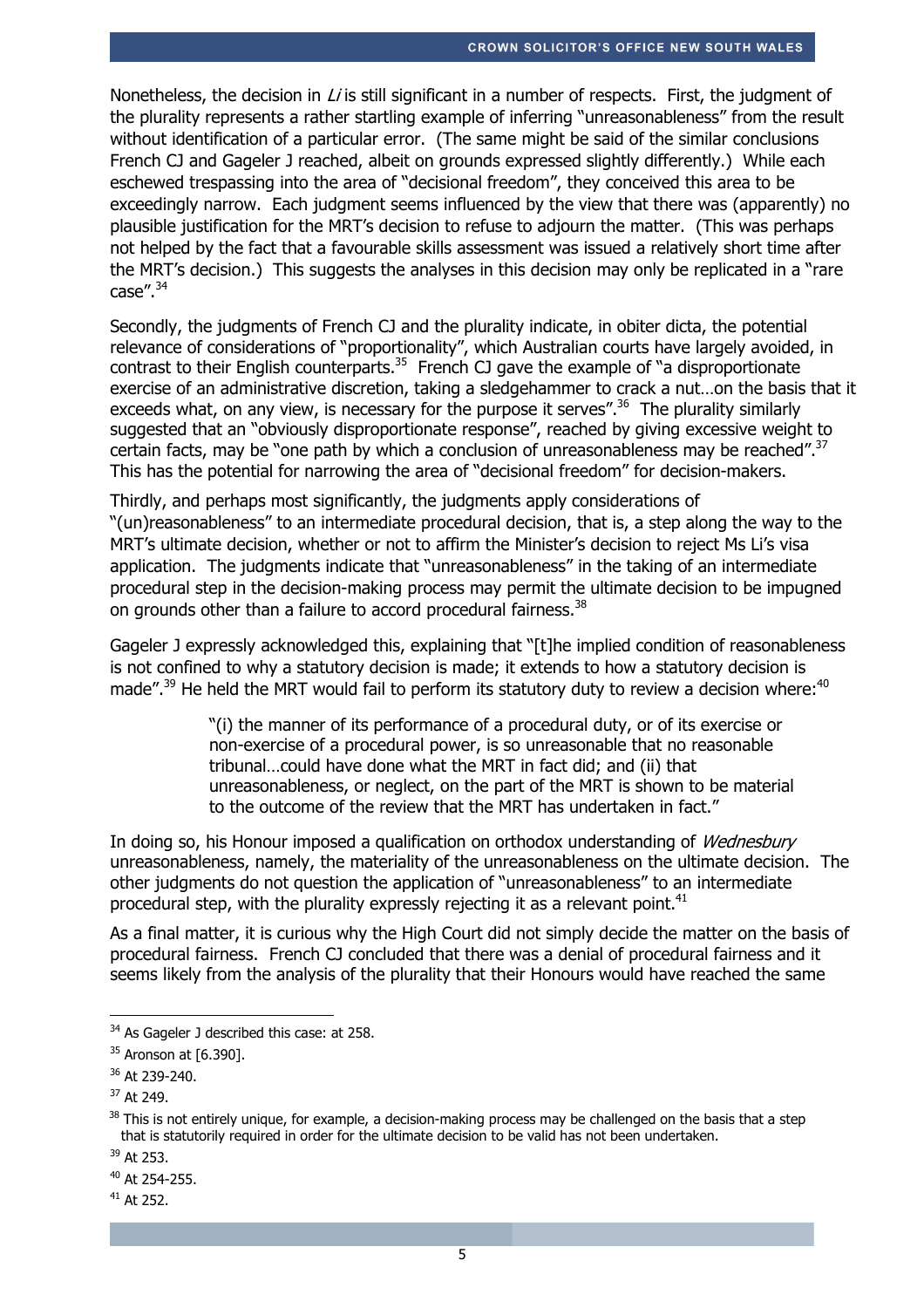Nonetheless, the decision in *Li* is still significant in a number of respects. First, the judgment of the plurality represents a rather startling example of inferring "unreasonableness" from the result without identification of a particular error. (The same might be said of the similar conclusions French CJ and Gageler J reached, albeit on grounds expressed slightly differently.) While each eschewed trespassing into the area of "decisional freedom", they conceived this area to be exceedingly narrow. Each judgment seems influenced by the view that there was (apparently) no plausible justification for the MRT's decision to refuse to adjourn the matter. (This was perhaps not helped by the fact that a favourable skills assessment was issued a relatively short time after the MRT's decision.) This suggests the analyses in this decision may only be replicated in a "rare case".[34]

Secondly, the judgments of French CJ and the plurality indicate, in obiter dicta, the potential relevance of considerations of "proportionality", which Australian courts have largely avoided, in contrast to their English counterparts.[35] French CJ gave the example of "a disproportionate exercise of an administrative discretion, taking a sledgehammer to crack a nut…on the basis that it exceeds what, on any view, is necessary for the purpose it serves".[36] The plurality similarly suggested that an "obviously disproportionate response", reached by giving excessive weight to certain facts, may be "one path by which a conclusion of unreasonableness may be reached".[37] This has the potential for narrowing the area of "decisional freedom" for decision-makers.

Thirdly, and perhaps most significantly, the judgments apply considerations of "(un)reasonableness" to an intermediate procedural decision, that is, a step along the way to the MRT's ultimate decision, whether or not to affirm the Minister's decision to reject Ms Li's visa application. The judgments indicate that "unreasonableness" in the taking of an intermediate procedural step in the decision-making process may permit the ultimate decision to be impugned on grounds other than a failure to accord procedural fairness.[38]

Gageler J expressly acknowledged this, explaining that "[t]he implied condition of reasonableness is not confined to why a statutory decision is made; it extends to how a statutory decision is made".[39] He held the MRT would fail to perform its statutory duty to review a decision where:[40]

> "(i) the manner of its performance of a procedural duty, or of its exercise or non-exercise of a procedural power, is so unreasonable that no reasonable tribunal…could have done what the MRT in fact did; and (ii) that unreasonableness, or neglect, on the part of the MRT is shown to be material to the outcome of the review that the MRT has undertaken in fact."

In doing so, his Honour imposed a qualification on orthodox understanding of *Wednesbury* unreasonableness, namely, the materiality of the unreasonableness on the ultimate decision. The other judgments do not question the application of "unreasonableness" to an intermediate procedural step, with the plurality expressly rejecting it as a relevant point.[41]

As a final matter, it is curious why the High Court did not simply decide the matter on the basis of procedural fairness. French CJ concluded that there was a denial of procedural fairness and it seems likely from the analysis of the plurality that their Honours would have reached the same

---

[34] As Gageler J described this case: at 258.

[35] Aronson at [6.390].

[36] At 239-240.

[37] At 249.

[38] This is not entirely unique, for example, a decision-making process may be challenged on the basis that a step that is statutorily required in order for the ultimate decision to be valid has not been undertaken.

[39] At 253.

[40] At 254-255.

[41] At 252.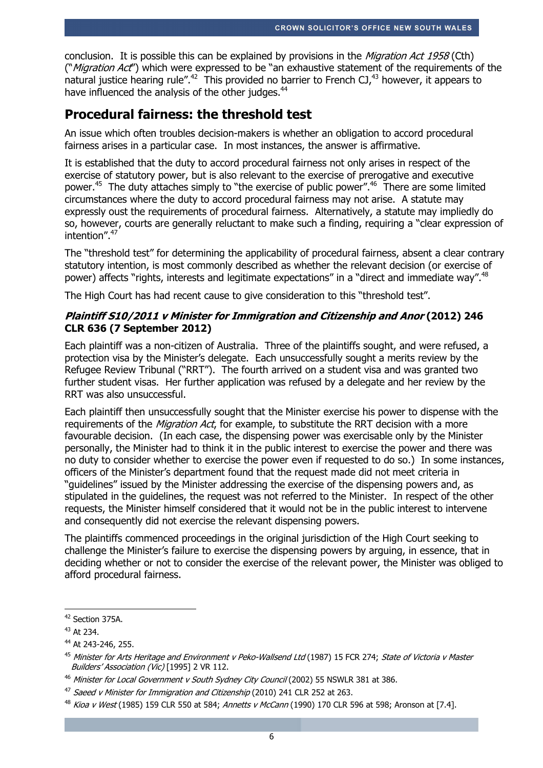conclusion. It is possible this can be explained by provisions in the *Migration Act 1958* (Cth) ("*Migration Act*") which were expressed to be "an exhaustive statement of the requirements of the natural justice hearing rule".[42] This provided no barrier to French CJ,[43] however, it appears to have influenced the analysis of the other judges.[44]

## Procedural fairness: the threshold test

An issue which often troubles decision-makers is whether an obligation to accord procedural fairness arises in a particular case. In most instances, the answer is affirmative.

It is established that the duty to accord procedural fairness not only arises in respect of the exercise of statutory power, but is also relevant to the exercise of prerogative and executive power.[45] The duty attaches simply to "the exercise of public power".[46] There are some limited circumstances where the duty to accord procedural fairness may not arise. A statute may expressly oust the requirements of procedural fairness. Alternatively, a statute may impliedly do so, however, courts are generally reluctant to make such a finding, requiring a "clear expression of intention".[47]

The "threshold test" for determining the applicability of procedural fairness, absent a clear contrary statutory intention, is most commonly described as whether the relevant decision (or exercise of power) affects "rights, interests and legitimate expectations" in a "direct and immediate way".[48]

The High Court has had recent cause to give consideration to this "threshold test".

### *Plaintiff S10/2011 v Minister for Immigration and Citizenship and Anor* (2012) 246 CLR 636 (7 September 2012)

Each plaintiff was a non-citizen of Australia. Three of the plaintiffs sought, and were refused, a protection visa by the Minister's delegate. Each unsuccessfully sought a merits review by the Refugee Review Tribunal ("RRT"). The fourth arrived on a student visa and was granted two further student visas. Her further application was refused by a delegate and her review by the RRT was also unsuccessful.

Each plaintiff then unsuccessfully sought that the Minister exercise his power to dispense with the requirements of the *Migration Act*, for example, to substitute the RRT decision with a more favourable decision. (In each case, the dispensing power was exercisable only by the Minister personally, the Minister had to think it in the public interest to exercise the power and there was no duty to consider whether to exercise the power even if requested to do so.) In some instances, officers of the Minister's department found that the request made did not meet criteria in "guidelines" issued by the Minister addressing the exercise of the dispensing powers and, as stipulated in the guidelines, the request was not referred to the Minister. In respect of the other requests, the Minister himself considered that it would not be in the public interest to intervene and consequently did not exercise the relevant dispensing powers.

The plaintiffs commenced proceedings in the original jurisdiction of the High Court seeking to challenge the Minister's failure to exercise the dispensing powers by arguing, in essence, that in deciding whether or not to consider the exercise of the relevant power, the Minister was obliged to afford procedural fairness.

---

[42] Section 375A.

[43] At 234.

[44] At 243-246, 255.

[45] *Minister for Arts Heritage and Environment v Peko-Wallsend Ltd* (1987) 15 FCR 274; *State of Victoria v Master Builders' Association (Vic)* [1995] 2 VR 112.

[46] *Minister for Local Government v South Sydney City Council* (2002) 55 NSWLR 381 at 386.

[47] *Saeed v Minister for Immigration and Citizenship* (2010) 241 CLR 252 at 263.

[48] *Kioa v West* (1985) 159 CLR 550 at 584; *Annetts v McCann* (1990) 170 CLR 596 at 598; Aronson at [7.4].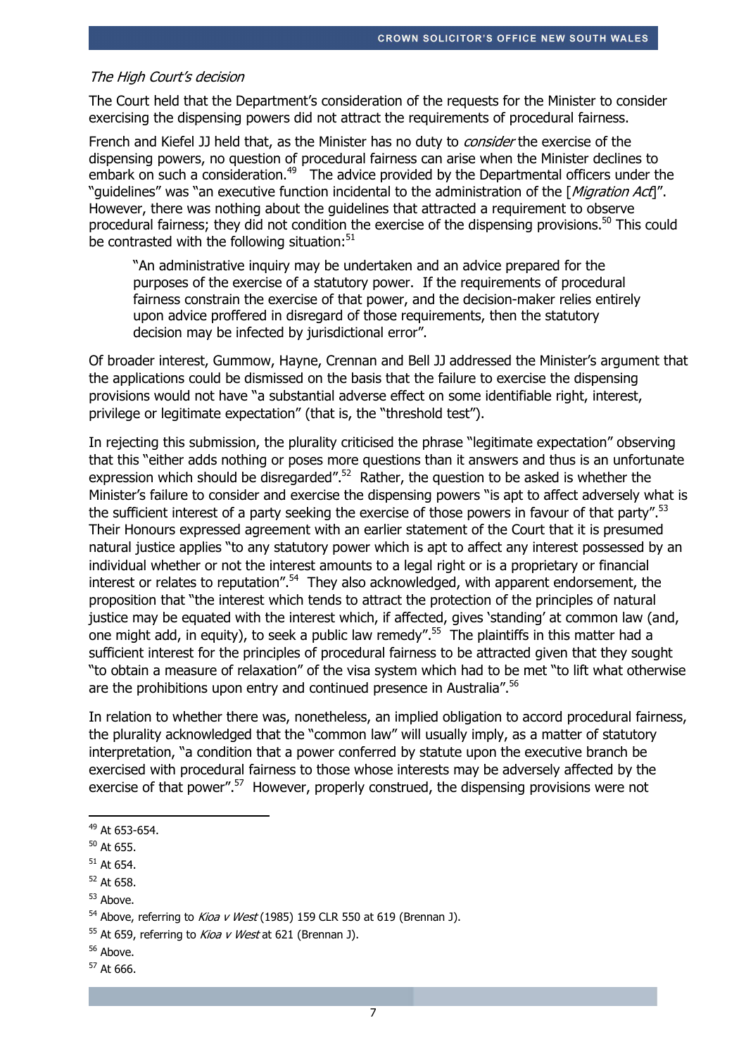*The High Court's decision*

The Court held that the Department's consideration of the requests for the Minister to consider exercising the dispensing powers did not attract the requirements of procedural fairness.

French and Kiefel JJ held that, as the Minister has no duty to *consider* the exercise of the dispensing powers, no question of procedural fairness can arise when the Minister declines to embark on such a consideration.[49] The advice provided by the Departmental officers under the "guidelines" was "an executive function incidental to the administration of the [*Migration Act*]". However, there was nothing about the guidelines that attracted a requirement to observe procedural fairness; they did not condition the exercise of the dispensing provisions.[50] This could be contrasted with the following situation:[51]

> "An administrative inquiry may be undertaken and an advice prepared for the purposes of the exercise of a statutory power. If the requirements of procedural fairness constrain the exercise of that power, and the decision-maker relies entirely upon advice proffered in disregard of those requirements, then the statutory decision may be infected by jurisdictional error".

Of broader interest, Gummow, Hayne, Crennan and Bell JJ addressed the Minister's argument that the applications could be dismissed on the basis that the failure to exercise the dispensing provisions would not have "a substantial adverse effect on some identifiable right, interest, privilege or legitimate expectation" (that is, the "threshold test").

In rejecting this submission, the plurality criticised the phrase "legitimate expectation" observing that this "either adds nothing or poses more questions than it answers and thus is an unfortunate expression which should be disregarded".[52] Rather, the question to be asked is whether the Minister's failure to consider and exercise the dispensing powers "is apt to affect adversely what is the sufficient interest of a party seeking the exercise of those powers in favour of that party".[53] Their Honours expressed agreement with an earlier statement of the Court that it is presumed natural justice applies "to any statutory power which is apt to affect any interest possessed by an individual whether or not the interest amounts to a legal right or is a proprietary or financial interest or relates to reputation".[54] They also acknowledged, with apparent endorsement, the proposition that "the interest which tends to attract the protection of the principles of natural justice may be equated with the interest which, if affected, gives 'standing' at common law (and, one might add, in equity), to seek a public law remedy".[55] The plaintiffs in this matter had a sufficient interest for the principles of procedural fairness to be attracted given that they sought "to obtain a measure of relaxation" of the visa system which had to be met "to lift what otherwise are the prohibitions upon entry and continued presence in Australia".[56]

In relation to whether there was, nonetheless, an implied obligation to accord procedural fairness, the plurality acknowledged that the "common law" will usually imply, as a matter of statutory interpretation, "a condition that a power conferred by statute upon the executive branch be exercised with procedural fairness to those whose interests may be adversely affected by the exercise of that power".[57] However, properly construed, the dispensing provisions were not

---

[49] At 653-654.

[50] At 655.

[51] At 654.

[52] At 658.

[53] Above.

[54] Above, referring to *Kioa v West* (1985) 159 CLR 550 at 619 (Brennan J).

[55] At 659, referring to *Kioa v West* at 621 (Brennan J).

[56] Above.

[57] At 666.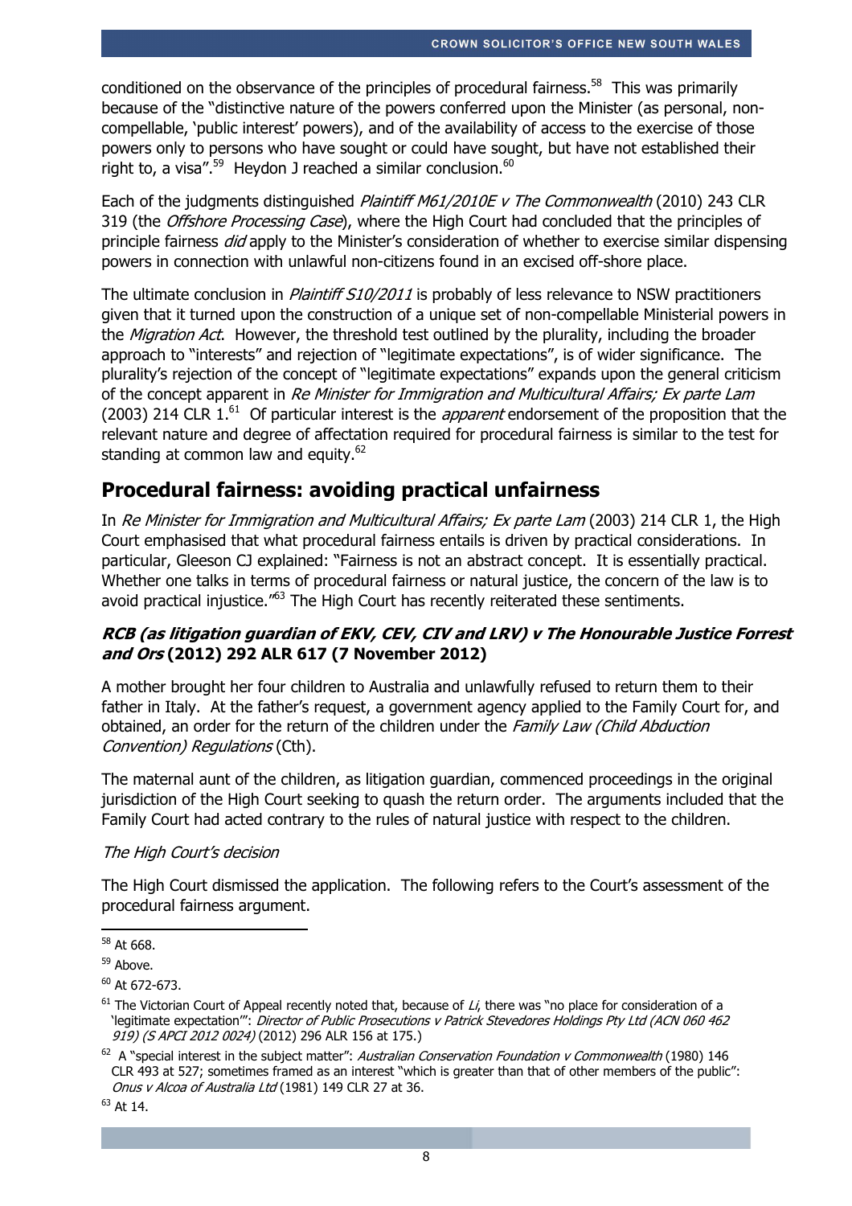conditioned on the observance of the principles of procedural fairness.[58] This was primarily because of the "distinctive nature of the powers conferred upon the Minister (as personal, non-compellable, 'public interest' powers), and of the availability of access to the exercise of those powers only to persons who have sought or could have sought, but have not established their right to, a visa".[59] Heydon J reached a similar conclusion.[60]

Each of the judgments distinguished *Plaintiff M61/2010E v The Commonwealth* (2010) 243 CLR 319 (the *Offshore Processing Case*), where the High Court had concluded that the principles of principle fairness *did* apply to the Minister's consideration of whether to exercise similar dispensing powers in connection with unlawful non-citizens found in an excised off-shore place.

The ultimate conclusion in *Plaintiff S10/2011* is probably of less relevance to NSW practitioners given that it turned upon the construction of a unique set of non-compellable Ministerial powers in the *Migration Act*. However, the threshold test outlined by the plurality, including the broader approach to "interests" and rejection of "legitimate expectations", is of wider significance. The plurality's rejection of the concept of "legitimate expectations" expands upon the general criticism of the concept apparent in *Re Minister for Immigration and Multicultural Affairs; Ex parte Lam* (2003) 214 CLR 1.[61] Of particular interest is the *apparent* endorsement of the proposition that the relevant nature and degree of affectation required for procedural fairness is similar to the test for standing at common law and equity.[62]

## Procedural fairness: avoiding practical unfairness

In *Re Minister for Immigration and Multicultural Affairs; Ex parte Lam* (2003) 214 CLR 1, the High Court emphasised that what procedural fairness entails is driven by practical considerations. In particular, Gleeson CJ explained: "Fairness is not an abstract concept. It is essentially practical. Whether one talks in terms of procedural fairness or natural justice, the concern of the law is to avoid practical injustice."[63] The High Court has recently reiterated these sentiments.

### ***RCB (as litigation guardian of EKV, CEV, CIV and LRV) v The Honourable Justice Forrest and Ors* (2012) 292 ALR 617 (7 November 2012)**

A mother brought her four children to Australia and unlawfully refused to return them to their father in Italy. At the father's request, a government agency applied to the Family Court for, and obtained, an order for the return of the children under the *Family Law (Child Abduction Convention) Regulations* (Cth).

The maternal aunt of the children, as litigation guardian, commenced proceedings in the original jurisdiction of the High Court seeking to quash the return order. The arguments included that the Family Court had acted contrary to the rules of natural justice with respect to the children.

*The High Court's decision*

The High Court dismissed the application. The following refers to the Court's assessment of the procedural fairness argument.

---

[58] At 668.

[59] Above.

[60] At 672-673.

[61] The Victorian Court of Appeal recently noted that, because of *Li*, there was "no place for consideration of a 'legitimate expectation'": *Director of Public Prosecutions v Patrick Stevedores Holdings Pty Ltd (ACN 060 462 919) (S APCI 2012 0024)* (2012) 296 ALR 156 at 175.)

[62] A "special interest in the subject matter": *Australian Conservation Foundation v Commonwealth* (1980) 146 CLR 493 at 527; sometimes framed as an interest "which is greater than that of other members of the public": *Onus v Alcoa of Australia Ltd* (1981) 149 CLR 27 at 36.

[63] At 14.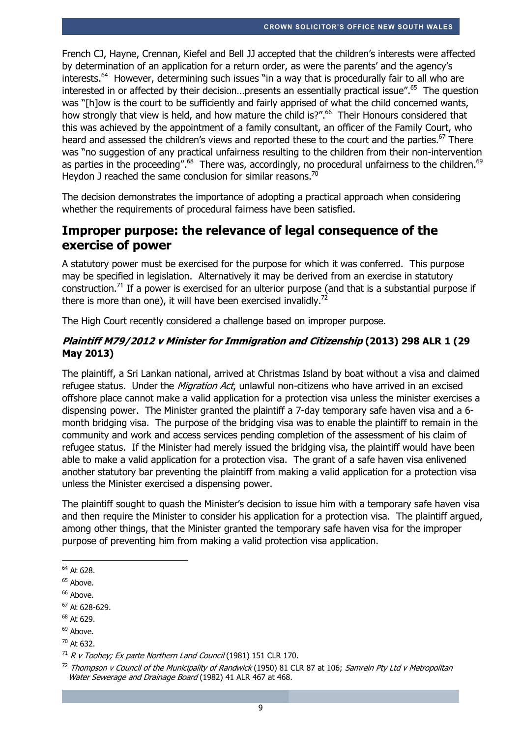French CJ, Hayne, Crennan, Kiefel and Bell JJ accepted that the children's interests were affected by determination of an application for a return order, as were the parents' and the agency's interests.[64] However, determining such issues "in a way that is procedurally fair to all who are interested in or affected by their decision…presents an essentially practical issue".[65] The question was "[h]ow is the court to be sufficiently and fairly apprised of what the child concerned wants, how strongly that view is held, and how mature the child is?".[66] Their Honours considered that this was achieved by the appointment of a family consultant, an officer of the Family Court, who heard and assessed the children's views and reported these to the court and the parties.[67] There was "no suggestion of any practical unfairness resulting to the children from their non-intervention as parties in the proceeding".[68] There was, accordingly, no procedural unfairness to the children.[69] Heydon J reached the same conclusion for similar reasons.[70]

The decision demonstrates the importance of adopting a practical approach when considering whether the requirements of procedural fairness have been satisfied.

## Improper purpose: the relevance of legal consequence of the exercise of power

A statutory power must be exercised for the purpose for which it was conferred. This purpose may be specified in legislation. Alternatively it may be derived from an exercise in statutory construction.[71] If a power is exercised for an ulterior purpose (and that is a substantial purpose if there is more than one), it will have been exercised invalidly.[72]

The High Court recently considered a challenge based on improper purpose.

### *Plaintiff M79/2012 v Minister for Immigration and Citizenship* (2013) 298 ALR 1 (29 May 2013)

The plaintiff, a Sri Lankan national, arrived at Christmas Island by boat without a visa and claimed refugee status. Under the *Migration Act*, unlawful non-citizens who have arrived in an excised offshore place cannot make a valid application for a protection visa unless the minister exercises a dispensing power. The Minister granted the plaintiff a 7-day temporary safe haven visa and a 6-month bridging visa. The purpose of the bridging visa was to enable the plaintiff to remain in the community and work and access services pending completion of the assessment of his claim of refugee status. If the Minister had merely issued the bridging visa, the plaintiff would have been able to make a valid application for a protection visa. The grant of a safe haven visa enlivened another statutory bar preventing the plaintiff from making a valid application for a protection visa unless the Minister exercised a dispensing power.

The plaintiff sought to quash the Minister's decision to issue him with a temporary safe haven visa and then require the Minister to consider his application for a protection visa. The plaintiff argued, among other things, that the Minister granted the temporary safe haven visa for the improper purpose of preventing him from making a valid protection visa application.

---

[64] At 628.

[65] Above.

[66] Above.

[67] At 628-629.

[68] At 629.

[69] Above.

[70] At 632.

[71] *R v Toohey; Ex parte Northern Land Council* (1981) 151 CLR 170.

[72] *Thompson v Council of the Municipality of Randwick* (1950) 81 CLR 87 at 106; *Samrein Pty Ltd v Metropolitan Water Sewerage and Drainage Board* (1982) 41 ALR 467 at 468.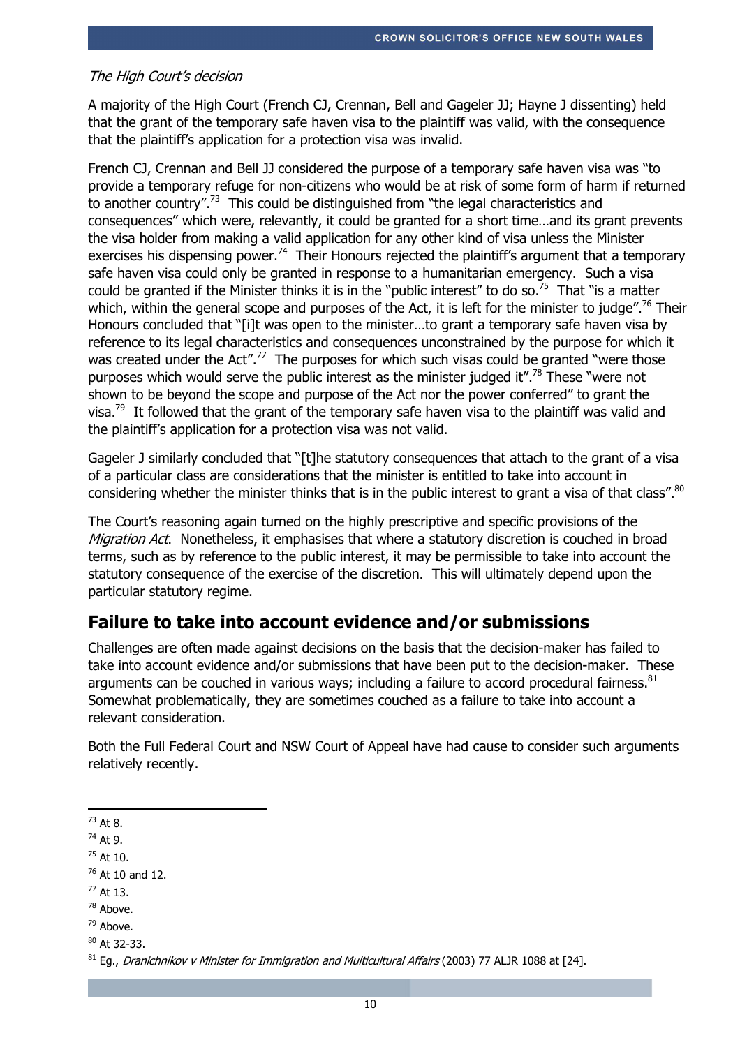*The High Court's decision*

A majority of the High Court (French CJ, Crennan, Bell and Gageler JJ; Hayne J dissenting) held that the grant of the temporary safe haven visa to the plaintiff was valid, with the consequence that the plaintiff's application for a protection visa was invalid.

French CJ, Crennan and Bell JJ considered the purpose of a temporary safe haven visa was "to provide a temporary refuge for non-citizens who would be at risk of some form of harm if returned to another country".[73] This could be distinguished from "the legal characteristics and consequences" which were, relevantly, it could be granted for a short time…and its grant prevents the visa holder from making a valid application for any other kind of visa unless the Minister exercises his dispensing power.[74] Their Honours rejected the plaintiff's argument that a temporary safe haven visa could only be granted in response to a humanitarian emergency. Such a visa could be granted if the Minister thinks it is in the "public interest" to do so.[75] That "is a matter which, within the general scope and purposes of the Act, it is left for the minister to judge".[76] Their Honours concluded that "[i]t was open to the minister…to grant a temporary safe haven visa by reference to its legal characteristics and consequences unconstrained by the purpose for which it was created under the Act".[77] The purposes for which such visas could be granted "were those purposes which would serve the public interest as the minister judged it".[78] These "were not shown to be beyond the scope and purpose of the Act nor the power conferred" to grant the visa.[79] It followed that the grant of the temporary safe haven visa to the plaintiff was valid and the plaintiff's application for a protection visa was not valid.

Gageler J similarly concluded that "[t]he statutory consequences that attach to the grant of a visa of a particular class are considerations that the minister is entitled to take into account in considering whether the minister thinks that is in the public interest to grant a visa of that class".[80]

The Court's reasoning again turned on the highly prescriptive and specific provisions of the *Migration Act*. Nonetheless, it emphasises that where a statutory discretion is couched in broad terms, such as by reference to the public interest, it may be permissible to take into account the statutory consequence of the exercise of the discretion. This will ultimately depend upon the particular statutory regime.

## Failure to take into account evidence and/or submissions

Challenges are often made against decisions on the basis that the decision-maker has failed to take into account evidence and/or submissions that have been put to the decision-maker. These arguments can be couched in various ways; including a failure to accord procedural fairness.[81] Somewhat problematically, they are sometimes couched as a failure to take into account a relevant consideration.

Both the Full Federal Court and NSW Court of Appeal have had cause to consider such arguments relatively recently.

---

[73] At 8.

[74] At 9.

[75] At 10.

[76] At 10 and 12.

[77] At 13.

[78] Above.

[79] Above.

[80] At 32-33.

[81] Eg., *Dranichnikov v Minister for Immigration and Multicultural Affairs* (2003) 77 ALJR 1088 at [24].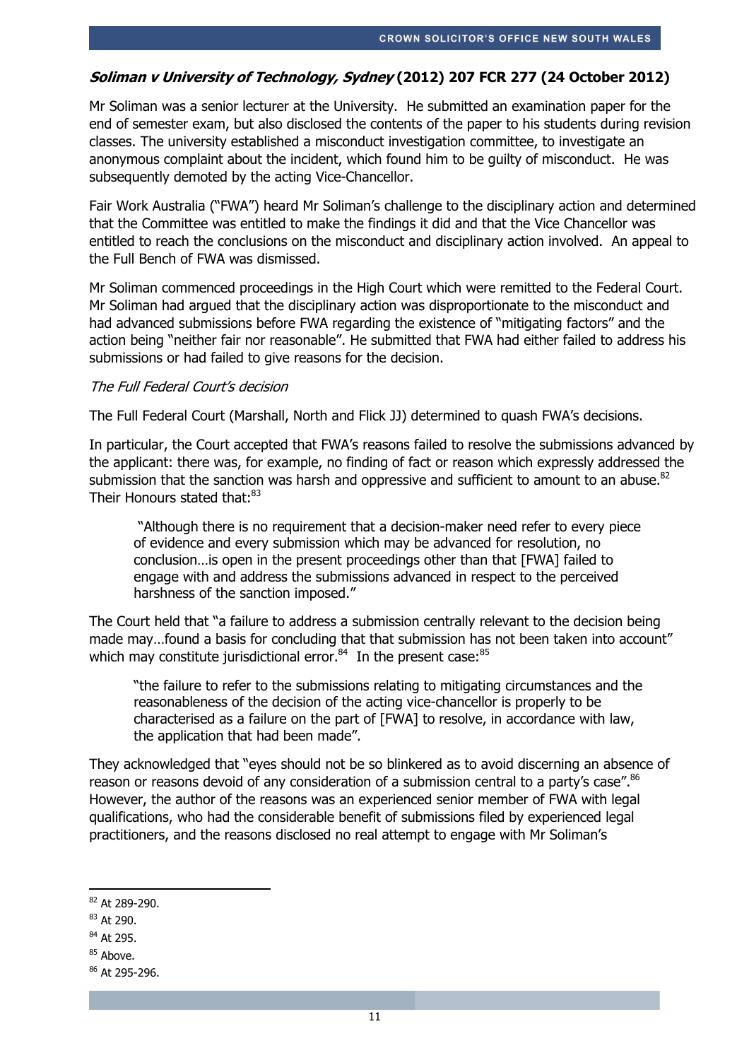## *Soliman v University of Technology, Sydney* (2012) 207 FCR 277 (24 October 2012)

Mr Soliman was a senior lecturer at the University. He submitted an examination paper for the end of semester exam, but also disclosed the contents of the paper to his students during revision classes. The university established a misconduct investigation committee, to investigate an anonymous complaint about the incident, which found him to be guilty of misconduct. He was subsequently demoted by the acting Vice-Chancellor.

Fair Work Australia ("FWA") heard Mr Soliman's challenge to the disciplinary action and determined that the Committee was entitled to make the findings it did and that the Vice Chancellor was entitled to reach the conclusions on the misconduct and disciplinary action involved. An appeal to the Full Bench of FWA was dismissed.

Mr Soliman commenced proceedings in the High Court which were remitted to the Federal Court. Mr Soliman had argued that the disciplinary action was disproportionate to the misconduct and had advanced submissions before FWA regarding the existence of "mitigating factors" and the action being "neither fair nor reasonable". He submitted that FWA had either failed to address his submissions or had failed to give reasons for the decision.

*The Full Federal Court's decision*

The Full Federal Court (Marshall, North and Flick JJ) determined to quash FWA's decisions.

In particular, the Court accepted that FWA's reasons failed to resolve the submissions advanced by the applicant: there was, for example, no finding of fact or reason which expressly addressed the submission that the sanction was harsh and oppressive and sufficient to amount to an abuse.[82] Their Honours stated that:[83]

> "Although there is no requirement that a decision-maker need refer to every piece of evidence and every submission which may be advanced for resolution, no conclusion…is open in the present proceedings other than that [FWA] failed to engage with and address the submissions advanced in respect to the perceived harshness of the sanction imposed."

The Court held that "a failure to address a submission centrally relevant to the decision being made may…found a basis for concluding that that submission has not been taken into account" which may constitute jurisdictional error.[84] In the present case:[85]

> "the failure to refer to the submissions relating to mitigating circumstances and the reasonableness of the decision of the acting vice-chancellor is properly to be characterised as a failure on the part of [FWA] to resolve, in accordance with law, the application that had been made".

They acknowledged that "eyes should not be so blinkered as to avoid discerning an absence of reason or reasons devoid of any consideration of a submission central to a party's case".[86] However, the author of the reasons was an experienced senior member of FWA with legal qualifications, who had the considerable benefit of submissions filed by experienced legal practitioners, and the reasons disclosed no real attempt to engage with Mr Soliman's

---

[82] At 289-290.

[83] At 290.

[84] At 295.

[85] Above.

[86] At 295-296.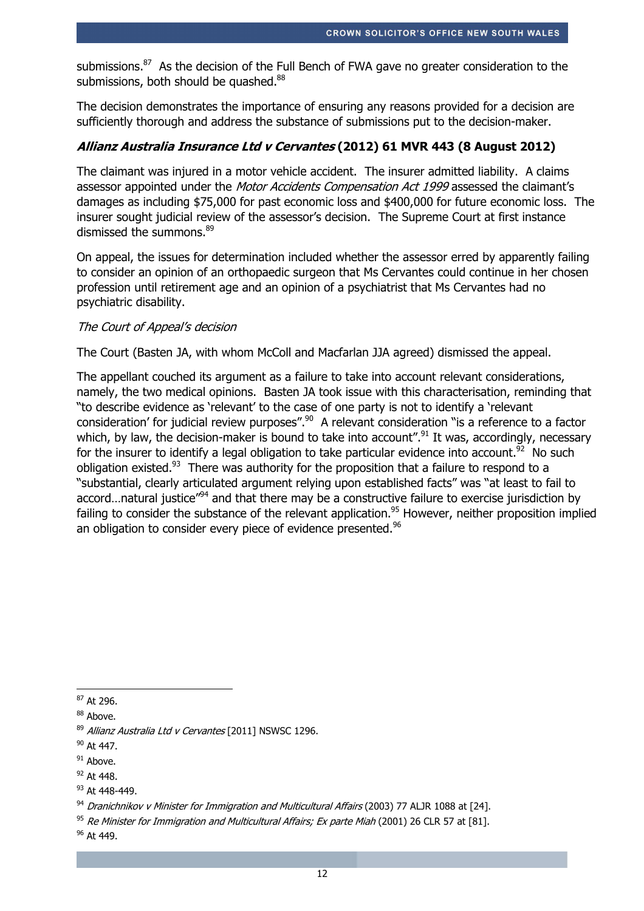submissions.[87] As the decision of the Full Bench of FWA gave no greater consideration to the submissions, both should be quashed.[88]

The decision demonstrates the importance of ensuring any reasons provided for a decision are sufficiently thorough and address the substance of submissions put to the decision-maker.

### *Allianz Australia Insurance Ltd v Cervantes* (2012) 61 MVR 443 (8 August 2012)

The claimant was injured in a motor vehicle accident. The insurer admitted liability. A claims assessor appointed under the *Motor Accidents Compensation Act 1999* assessed the claimant's damages as including $75,000 for past economic loss and $400,000 for future economic loss. The insurer sought judicial review of the assessor's decision. The Supreme Court at first instance dismissed the summons.[89]

On appeal, the issues for determination included whether the assessor erred by apparently failing to consider an opinion of an orthopaedic surgeon that Ms Cervantes could continue in her chosen profession until retirement age and an opinion of a psychiatrist that Ms Cervantes had no psychiatric disability.

*The Court of Appeal's decision*

The Court (Basten JA, with whom McColl and Macfarlan JJA agreed) dismissed the appeal.

The appellant couched its argument as a failure to take into account relevant considerations, namely, the two medical opinions. Basten JA took issue with this characterisation, reminding that "to describe evidence as 'relevant' to the case of one party is not to identify a 'relevant consideration' for judicial review purposes".[90] A relevant consideration "is a reference to a factor which, by law, the decision-maker is bound to take into account".[91] It was, accordingly, necessary for the insurer to identify a legal obligation to take particular evidence into account.[92] No such obligation existed.[93] There was authority for the proposition that a failure to respond to a "substantial, clearly articulated argument relying upon established facts" was "at least to fail to accord…natural justice"[94] and that there may be a constructive failure to exercise jurisdiction by failing to consider the substance of the relevant application.[95] However, neither proposition implied an obligation to consider every piece of evidence presented.[96]

---

[87] At 296.

[88] Above.

[89] *Allianz Australia Ltd v Cervantes* [2011] NSWSC 1296.

[90] At 447.

[91] Above.

[92] At 448.

[93] At 448-449.

[94] *Dranichnikov v Minister for Immigration and Multicultural Affairs* (2003) 77 ALJR 1088 at [24].

[95] *Re Minister for Immigration and Multicultural Affairs; Ex parte Miah* (2001) 26 CLR 57 at [81].

[96] At 449.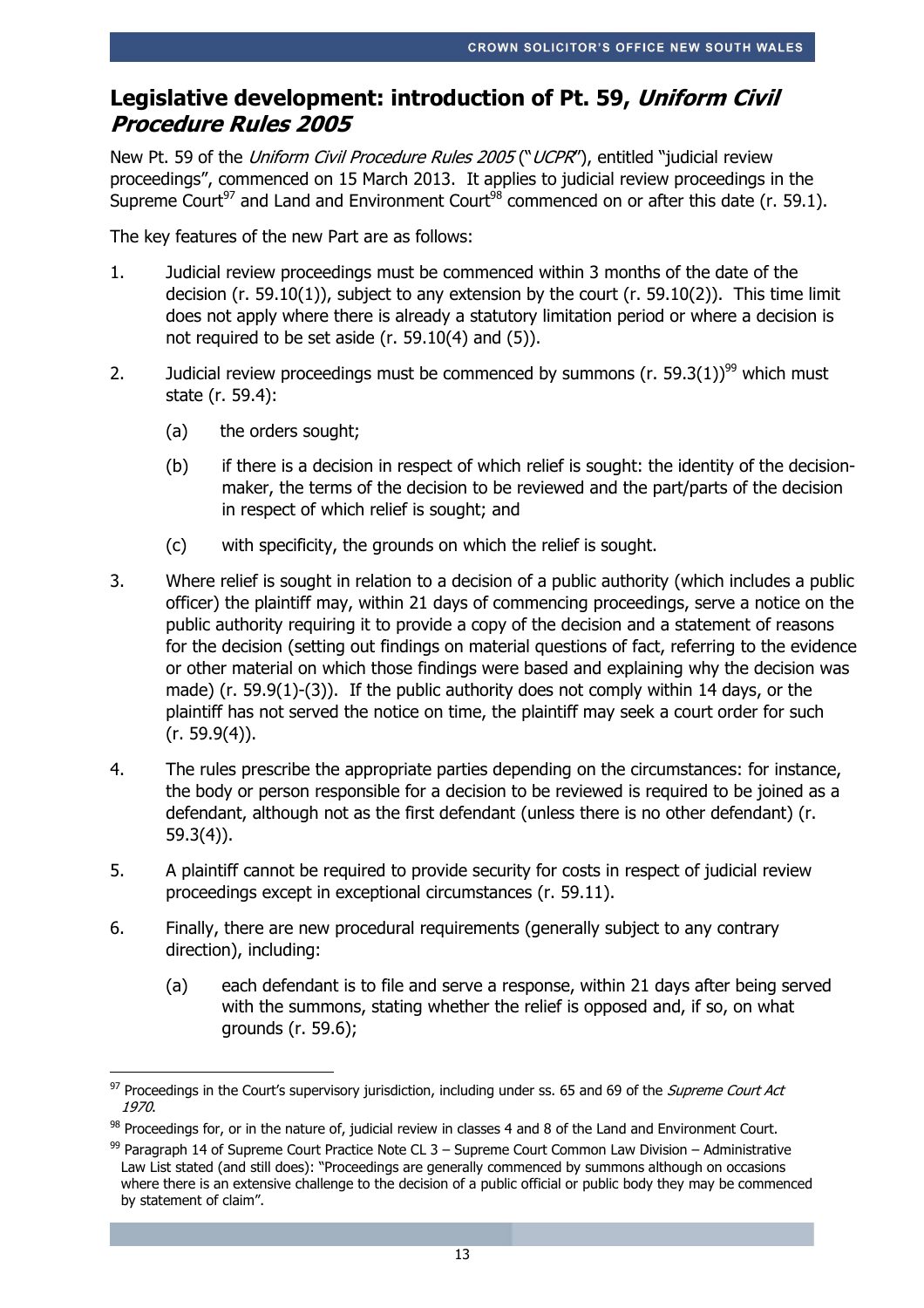## Legislative development: introduction of Pt. 59, *Uniform Civil Procedure Rules 2005*

New Pt. 59 of the *Uniform Civil Procedure Rules 2005* ("*UCPR*"), entitled "judicial review proceedings", commenced on 15 March 2013. It applies to judicial review proceedings in the Supreme Court[97] and Land and Environment Court[98] commenced on or after this date (r. 59.1).

The key features of the new Part are as follows:

1. Judicial review proceedings must be commenced within 3 months of the date of the decision (r. 59.10(1)), subject to any extension by the court (r. 59.10(2)). This time limit does not apply where there is already a statutory limitation period or where a decision is not required to be set aside (r. 59.10(4) and (5)).

2. Judicial review proceedings must be commenced by summons (r. 59.3(1))[99] which must state (r. 59.4):

   (a) the orders sought;

   (b) if there is a decision in respect of which relief is sought: the identity of the decision-maker, the terms of the decision to be reviewed and the part/parts of the decision in respect of which relief is sought; and

   (c) with specificity, the grounds on which the relief is sought.

3. Where relief is sought in relation to a decision of a public authority (which includes a public officer) the plaintiff may, within 21 days of commencing proceedings, serve a notice on the public authority requiring it to provide a copy of the decision and a statement of reasons for the decision (setting out findings on material questions of fact, referring to the evidence or other material on which those findings were based and explaining why the decision was made) (r. 59.9(1)-(3)). If the public authority does not comply within 14 days, or the plaintiff has not served the notice on time, the plaintiff may seek a court order for such (r. 59.9(4)).

4. The rules prescribe the appropriate parties depending on the circumstances: for instance, the body or person responsible for a decision to be reviewed is required to be joined as a defendant, although not as the first defendant (unless there is no other defendant) (r. 59.3(4)).

5. A plaintiff cannot be required to provide security for costs in respect of judicial review proceedings except in exceptional circumstances (r. 59.11).

6. Finally, there are new procedural requirements (generally subject to any contrary direction), including:

   (a) each defendant is to file and serve a response, within 21 days after being served with the summons, stating whether the relief is opposed and, if so, on what grounds (r. 59.6);

---

[97] Proceedings in the Court's supervisory jurisdiction, including under ss. 65 and 69 of the *Supreme Court Act 1970*.

[98] Proceedings for, or in the nature of, judicial review in classes 4 and 8 of the Land and Environment Court.

[99] Paragraph 14 of Supreme Court Practice Note CL 3 – Supreme Court Common Law Division – Administrative Law List stated (and still does): "Proceedings are generally commenced by summons although on occasions where there is an extensive challenge to the decision of a public official or public body they may be commenced by statement of claim".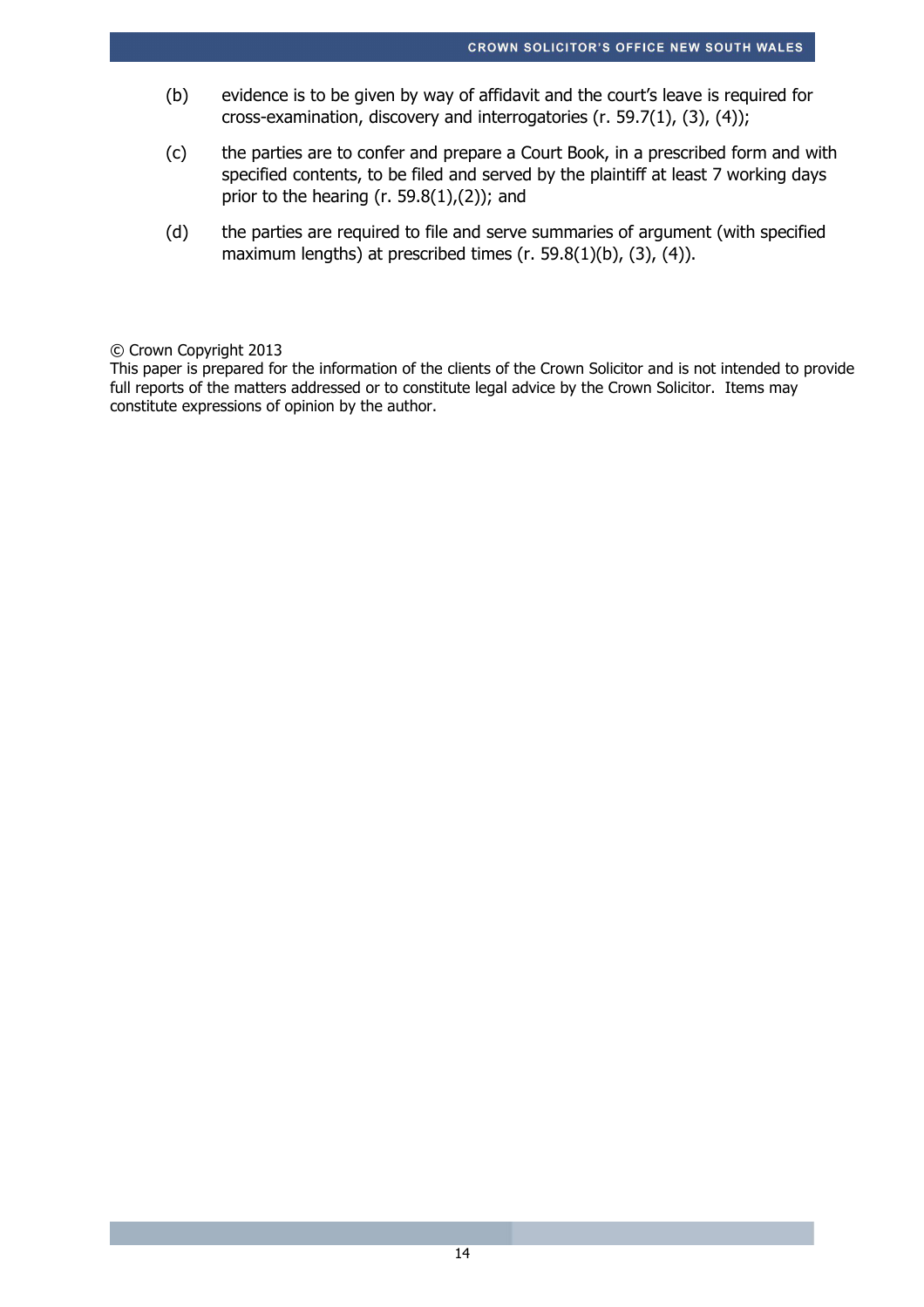(b) evidence is to be given by way of affidavit and the court's leave is required for cross-examination, discovery and interrogatories (r. 59.7(1), (3), (4));

(c) the parties are to confer and prepare a Court Book, in a prescribed form and with specified contents, to be filed and served by the plaintiff at least 7 working days prior to the hearing (r. 59.8(1),(2)); and

(d) the parties are required to file and serve summaries of argument (with specified maximum lengths) at prescribed times (r. 59.8(1)(b), (3), (4)).

© Crown Copyright 2013
This paper is prepared for the information of the clients of the Crown Solicitor and is not intended to provide full reports of the matters addressed or to constitute legal advice by the Crown Solicitor. Items may constitute expressions of opinion by the author.